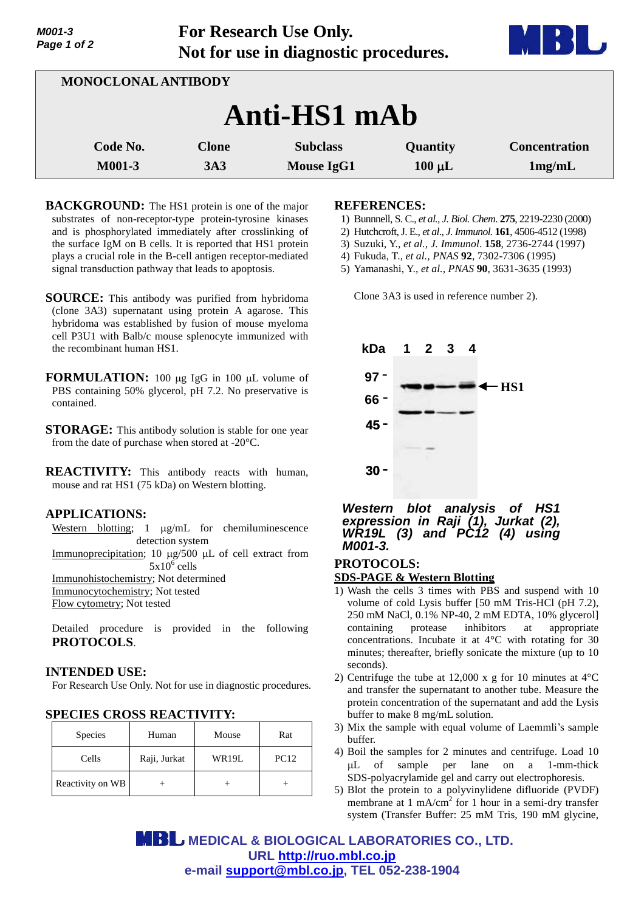**For Research Use Only.**
**Not for use in diagnostic procedures.**

MONOCLONAL ANTIBODY

# Anti-HS1 mAb

| Code No. | Clone | Subclass | Quantity | Concentration |
|---|---|---|---|---|
| M001-3 | 3A3 | Mouse IgG1 | 100 µL | 1mg/mL |

**BACKGROUND:** The HS1 protein is one of the major substrates of non-receptor-type protein-tyrosine kinases and is phosphorylated immediately after crosslinking of the surface IgM on B cells. It is reported that HS1 protein plays a crucial role in the B-cell antigen receptor-mediated signal transduction pathway that leads to apoptosis.

**SOURCE:** This antibody was purified from hybridoma (clone 3A3) supernatant using protein A agarose. This hybridoma was established by fusion of mouse myeloma cell P3U1 with Balb/c mouse splenocyte immunized with the recombinant human HS1.

**FORMULATION:** 100 µg IgG in 100 µL volume of PBS containing 50% glycerol, pH 7.2. No preservative is contained.

**STORAGE:** This antibody solution is stable for one year from the date of purchase when stored at -20°C.

**REACTIVITY:** This antibody reacts with human, mouse and rat HS1 (75 kDa) on Western blotting.

## APPLICATIONS:

Western blotting; 1 µg/mL for chemiluminescence detection system
Immunoprecipitation; 10 µg/500 µL of cell extract from $5x10^6$ cells
Immunohistochemistry; Not determined
Immunocytochemistry; Not tested
Flow cytometry; Not tested

Detailed procedure is provided in the following **PROTOCOLS**.

## INTENDED USE:

For Research Use Only. Not for use in diagnostic procedures.

## SPECIES CROSS REACTIVITY:

| Species | Human | Mouse | Rat |
|---|---|---|---|
| Cells | Raji, Jurkat | WR19L | PC12 |
| Reactivity on WB | + | + | + |

## REFERENCES:

1) Bunnell, S. C., *et al., J. Biol. Chem.* **275**, 2219-2230 (2000)
2) Hutchcroft, J. E., *et al., J. Immunol.* **161**, 4506-4512 (1998)
3) Suzuki, Y., *et al., J. Immunol*. **158**, 2736-2744 (1997)
4) Fukuda, T., *et al., PNAS* **92**, 7302-7306 (1995)
5) Yamanashi, Y., *et al., PNAS* **90**, 3631-3635 (1993)

Clone 3A3 is used in reference number 2).

kDa 1 2 3 4
97 -
66 -
45 -
30 -
← HS1

***Western blot analysis of HS1 expression in Raji (1), Jurkat (2), WR19L (3) and PC12 (4) using M001-3.***

## PROTOCOLS:

### SDS-PAGE & Western Blotting

1) Wash the cells 3 times with PBS and suspend with 10 volume of cold Lysis buffer [50 mM Tris-HCl (pH 7.2), 250 mM NaCl, 0.1% NP-40, 2 mM EDTA, 10% glycerol] containing protease inhibitors at appropriate concentrations. Incubate it at 4°C with rotating for 30 minutes; thereafter, briefly sonicate the mixture (up to 10 seconds).
2) Centrifuge the tube at 12,000 x g for 10 minutes at 4°C and transfer the supernatant to another tube. Measure the protein concentration of the supernatant and add the Lysis buffer to make 8 mg/mL solution.
3) Mix the sample with equal volume of Laemmli's sample buffer.
4) Boil the samples for 2 minutes and centrifuge. Load 10 µL of sample per lane on a 1-mm-thick SDS-polyacrylamide gel and carry out electrophoresis.
5) Blot the protein to a polyvinylidene difluoride (PVDF) membrane at 1 mA/$cm^2$ for 1 hour in a semi-dry transfer system (Transfer Buffer: 25 mM Tris, 190 mM glycine,

**MEDICAL & BIOLOGICAL LABORATORIES CO., LTD.**
**URL http://ruo.mbl.co.jp**
**e-mail support@mbl.co.jp, TEL 052-238-1904**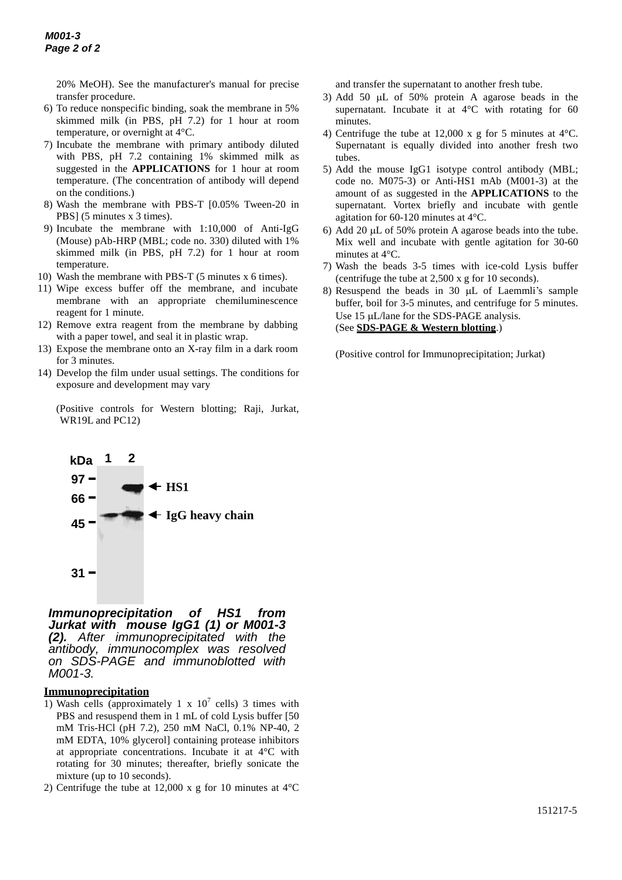20% MeOH). See the manufacturer's manual for precise transfer procedure.

6) To reduce nonspecific binding, soak the membrane in 5% skimmed milk (in PBS, pH 7.2) for 1 hour at room temperature, or overnight at 4°C.
7) Incubate the membrane with primary antibody diluted with PBS, pH 7.2 containing 1% skimmed milk as suggested in the **APPLICATIONS** for 1 hour at room temperature. (The concentration of antibody will depend on the conditions.)
8) Wash the membrane with PBS-T [0.05% Tween-20 in PBS] (5 minutes x 3 times).
9) Incubate the membrane with 1:10,000 of Anti-IgG (Mouse) pAb-HRP (MBL; code no. 330) diluted with 1% skimmed milk (in PBS, pH 7.2) for 1 hour at room temperature.
10) Wash the membrane with PBS-T (5 minutes x 6 times).
11) Wipe excess buffer off the membrane, and incubate membrane with an appropriate chemiluminescence reagent for 1 minute.
12) Remove extra reagent from the membrane by dabbing with a paper towel, and seal it in plastic wrap.
13) Expose the membrane onto an X-ray film in a dark room for 3 minutes.
14) Develop the film under usual settings. The conditions for exposure and development may vary

(Positive controls for Western blotting; Raji, Jurkat, WR19L and PC12)

kDa 1 2
97
66
45
31
HS1
IgG heavy chain

***Immunoprecipitation of HS1 from Jurkat with mouse IgG1 (1) or M001-3 (2).*** *After immunoprecipitated with the antibody, immunocomplex was resolved on SDS-PAGE and immunoblotted with M001-3.*

**Immunoprecipitation**

1) Wash cells (approximately 1 x $10^7$ cells) 3 times with PBS and resuspend them in 1 mL of cold Lysis buffer [50 mM Tris-HCl (pH 7.2), 250 mM NaCl, 0.1% NP-40, 2 mM EDTA, 10% glycerol] containing protease inhibitors at appropriate concentrations. Incubate it at 4°C with rotating for 30 minutes; thereafter, briefly sonicate the mixture (up to 10 seconds).
2) Centrifuge the tube at 12,000 x g for 10 minutes at 4°C and transfer the supernatant to another fresh tube.
3) Add 50 μL of 50% protein A agarose beads in the supernatant. Incubate it at 4°C with rotating for 60 minutes.
4) Centrifuge the tube at 12,000 x g for 5 minutes at 4°C. Supernatant is equally divided into another fresh two tubes.
5) Add the mouse IgG1 isotype control antibody (MBL; code no. M075-3) or Anti-HS1 mAb (M001-3) at the amount of as suggested in the **APPLICATIONS** to the supernatant. Vortex briefly and incubate with gentle agitation for 60-120 minutes at 4°C.
6) Add 20 μL of 50% protein A agarose beads into the tube. Mix well and incubate with gentle agitation for 30-60 minutes at 4°C.
7) Wash the beads 3-5 times with ice-cold Lysis buffer (centrifuge the tube at 2,500 x g for 10 seconds).
8) Resuspend the beads in 30 μL of Laemmli's sample buffer, boil for 3-5 minutes, and centrifuge for 5 minutes. Use 15 μL/lane for the SDS-PAGE analysis.
(See **SDS-PAGE & Western blotting**.)

(Positive control for Immunoprecipitation; Jurkat)

151217-5